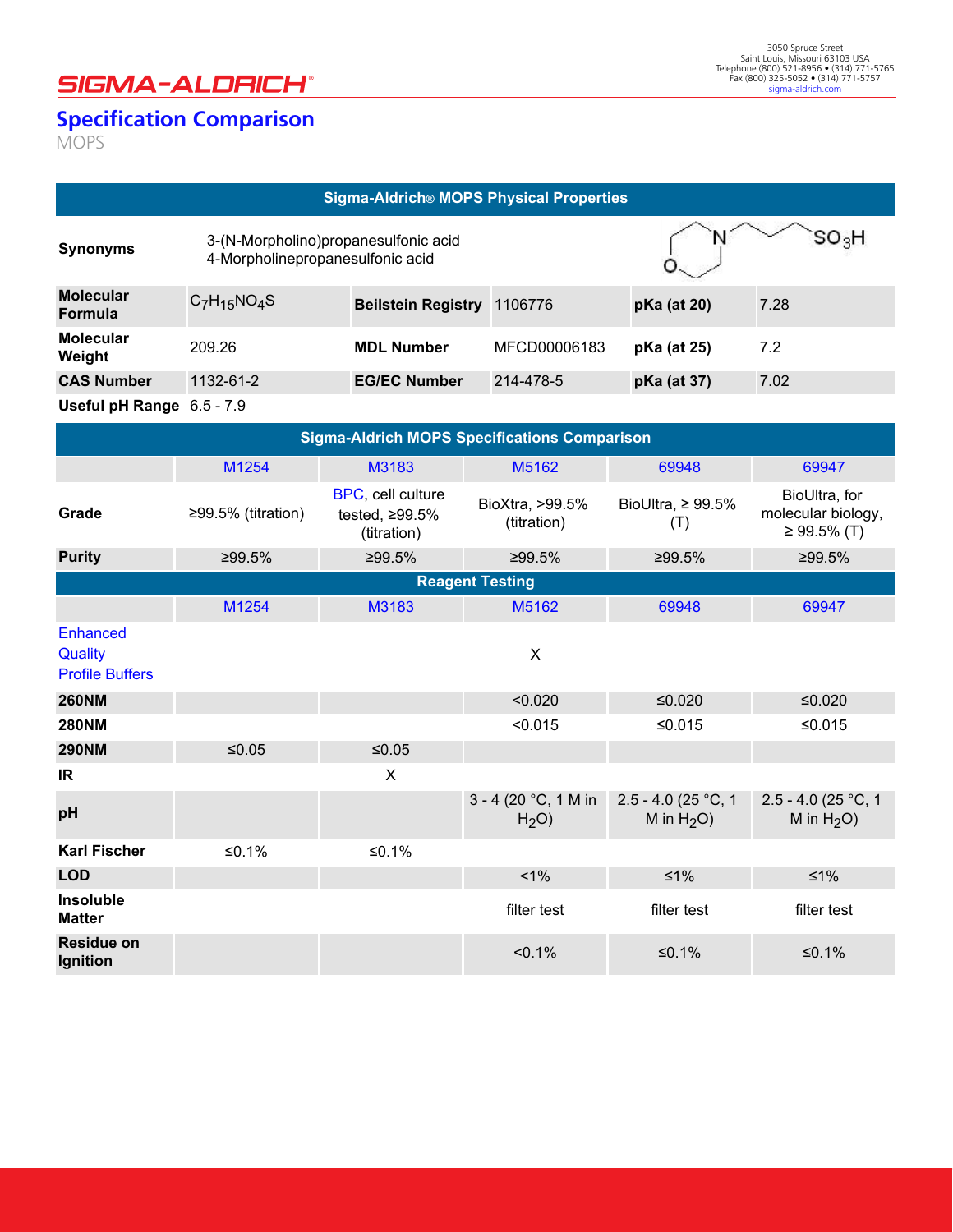SIGMA-ALDRICH®

3050 Spruce Street
Saint Louis, Missouri 63103 USA
Telephone (800) 521-8956 • (314) 771-5765
Fax (800) 325-5052 • (314) 771-5757
sigma-aldrich.com

# Specification Comparison

MOPS

| Sigma-Aldrich® MOPS Physical Properties | | | | | |
|---|---|---|---|---|---|
| **Synonyms** | 3-(N-Morpholino)propanesulfonic acid<br>4-Morpholinepropanesulfonic acid | | | | |
| **Molecular Formula** | $C_7H_{15}NO_4S$ | **Beilstein Registry** | 1106776 | **pKa (at 20)** | 7.28 |
| **Molecular Weight** | 209.26 | **MDL Number** | MFCD00006183 | **pKa (at 25)** | 7.2 |
| **CAS Number** | 1132-61-2 | **EG/EC Number** | 214-478-5 | **pKa (at 37)** | 7.02 |
| **Useful pH Range** | 6.5 - 7.9 | | | | |

| Sigma-Aldrich MOPS Specifications Comparison | | | | | |
|---|---|---|---|---|---|
| | M1254 | M3183 | M5162 | 69948 | 69947 |
| **Grade** | ≥99.5% (titration) | BPC, cell culture tested, ≥99.5% (titration) | BioXtra, >99.5% (titration) | BioUltra, ≥ 99.5% (T) | BioUltra, for molecular biology, ≥ 99.5% (T) |
| **Purity** | ≥99.5% | ≥99.5% | ≥99.5% | ≥99.5% | ≥99.5% |
| **Reagent Testing** | | | | | |
| | M1254 | M3183 | M5162 | 69948 | 69947 |
| Enhanced Quality Profile Buffers | | | X | | |
| **260NM** | | | <0.020 | ≤0.020 | ≤0.020 |
| **280NM** | | | <0.015 | ≤0.015 | ≤0.015 |
| **290NM** | ≤0.05 | ≤0.05 | | | |
| **IR** | | X | | | |
| **pH** | | | 3 - 4 (20 °C, 1 M in $H_2O$) | 2.5 - 4.0 (25 °C, 1 M in $H_2O$) | 2.5 - 4.0 (25 °C, 1 M in $H_2O$) |
| **Karl Fischer** | ≤0.1% | ≤0.1% | | | |
| **LOD** | | | <1% | ≤1% | ≤1% |
| **Insoluble Matter** | | | filter test | filter test | filter test |
| **Residue on Ignition** | | | <0.1% | ≤0.1% | ≤0.1% |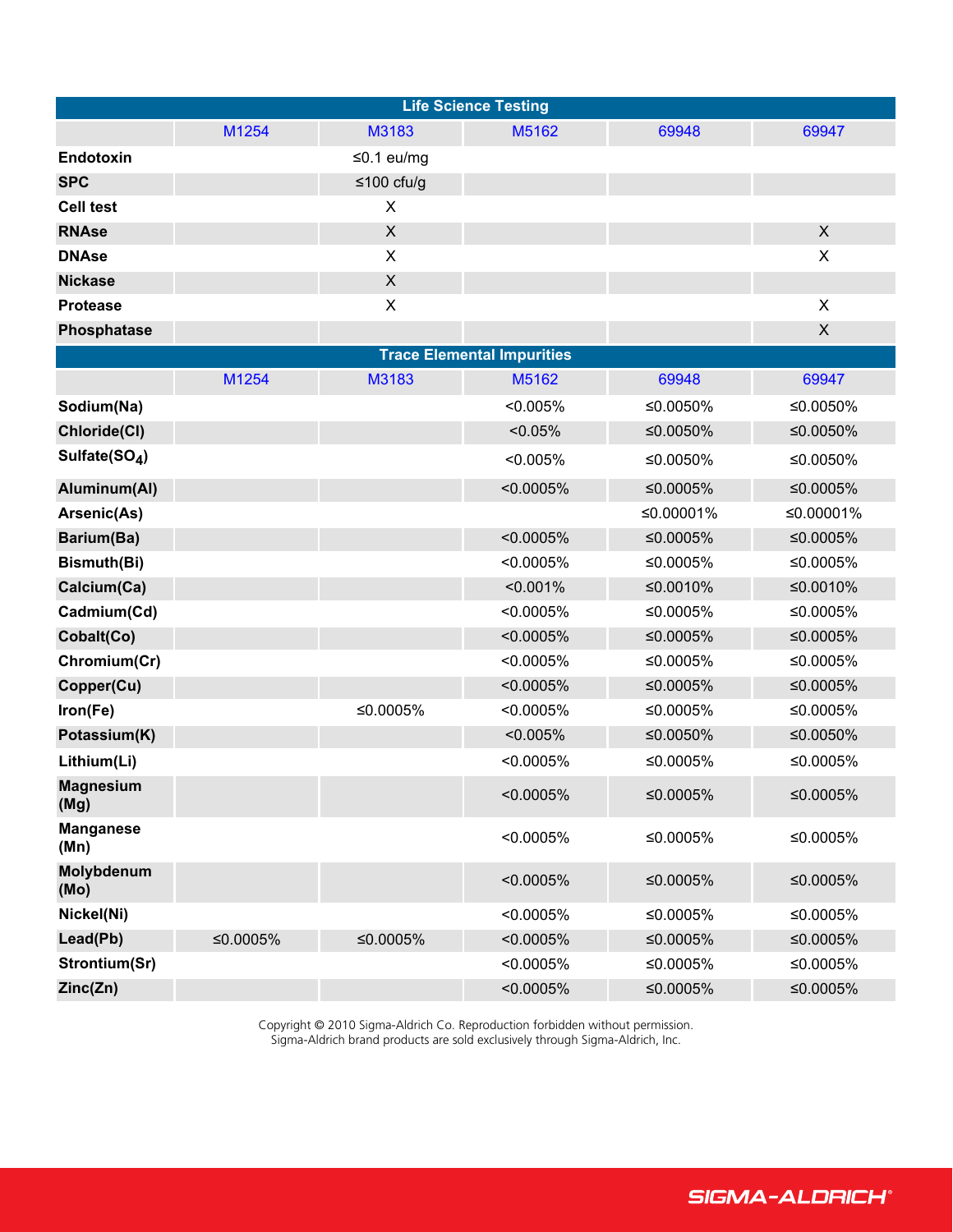| Life Science Testing | | | | | |
|---|---|---|---|---|---|
| | M1254 | M3183 | M5162 | 69948 | 69947 |
| **Endotoxin** | | ≤0.1 eu/mg | | | |
| **SPC** | | ≤100 cfu/g | | | |
| **Cell test** | | X | | | |
| **RNAse** | | X | | | X |
| **DNAse** | | X | | | X |
| **Nickase** | | X | | | |
| **Protease** | | X | | | X |
| **Phosphatase** | | | | | X |

| Trace Elemental Impurities | | | | | |
|---|---|---|---|---|---|
| | M1254 | M3183 | M5162 | 69948 | 69947 |
| **Sodium(Na)** | | | <0.005% | ≤0.0050% | ≤0.0050% |
| **Chloride(Cl)** | | | <0.05% | ≤0.0050% | ≤0.0050% |
| **Sulfate($SO_4$)** | | | <0.005% | ≤0.0050% | ≤0.0050% |
| **Aluminum(Al)** | | | <0.0005% | ≤0.0005% | ≤0.0005% |
| **Arsenic(As)** | | | | ≤0.00001% | ≤0.00001% |
| **Barium(Ba)** | | | <0.0005% | ≤0.0005% | ≤0.0005% |
| **Bismuth(Bi)** | | | <0.0005% | ≤0.0005% | ≤0.0005% |
| **Calcium(Ca)** | | | <0.001% | ≤0.0010% | ≤0.0010% |
| **Cadmium(Cd)** | | | <0.0005% | ≤0.0005% | ≤0.0005% |
| **Cobalt(Co)** | | | <0.0005% | ≤0.0005% | ≤0.0005% |
| **Chromium(Cr)** | | | <0.0005% | ≤0.0005% | ≤0.0005% |
| **Copper(Cu)** | | | <0.0005% | ≤0.0005% | ≤0.0005% |
| **Iron(Fe)** | | ≤0.0005% | <0.0005% | ≤0.0005% | ≤0.0005% |
| **Potassium(K)** | | | <0.005% | ≤0.0050% | ≤0.0050% |
| **Lithium(Li)** | | | <0.0005% | ≤0.0005% | ≤0.0005% |
| **Magnesium (Mg)** | | | <0.0005% | ≤0.0005% | ≤0.0005% |
| **Manganese (Mn)** | | | <0.0005% | ≤0.0005% | ≤0.0005% |
| **Molybdenum (Mo)** | | | <0.0005% | ≤0.0005% | ≤0.0005% |
| **Nickel(Ni)** | | | <0.0005% | ≤0.0005% | ≤0.0005% |
| **Lead(Pb)** | ≤0.0005% | ≤0.0005% | <0.0005% | ≤0.0005% | ≤0.0005% |
| **Strontium(Sr)** | | | <0.0005% | ≤0.0005% | ≤0.0005% |
| **Zinc(Zn)** | | | <0.0005% | ≤0.0005% | ≤0.0005% |

Copyright © 2010 Sigma-Aldrich Co. Reproduction forbidden without permission.
Sigma-Aldrich brand products are sold exclusively through Sigma-Aldrich, Inc.

SIGMA-ALDRICH®